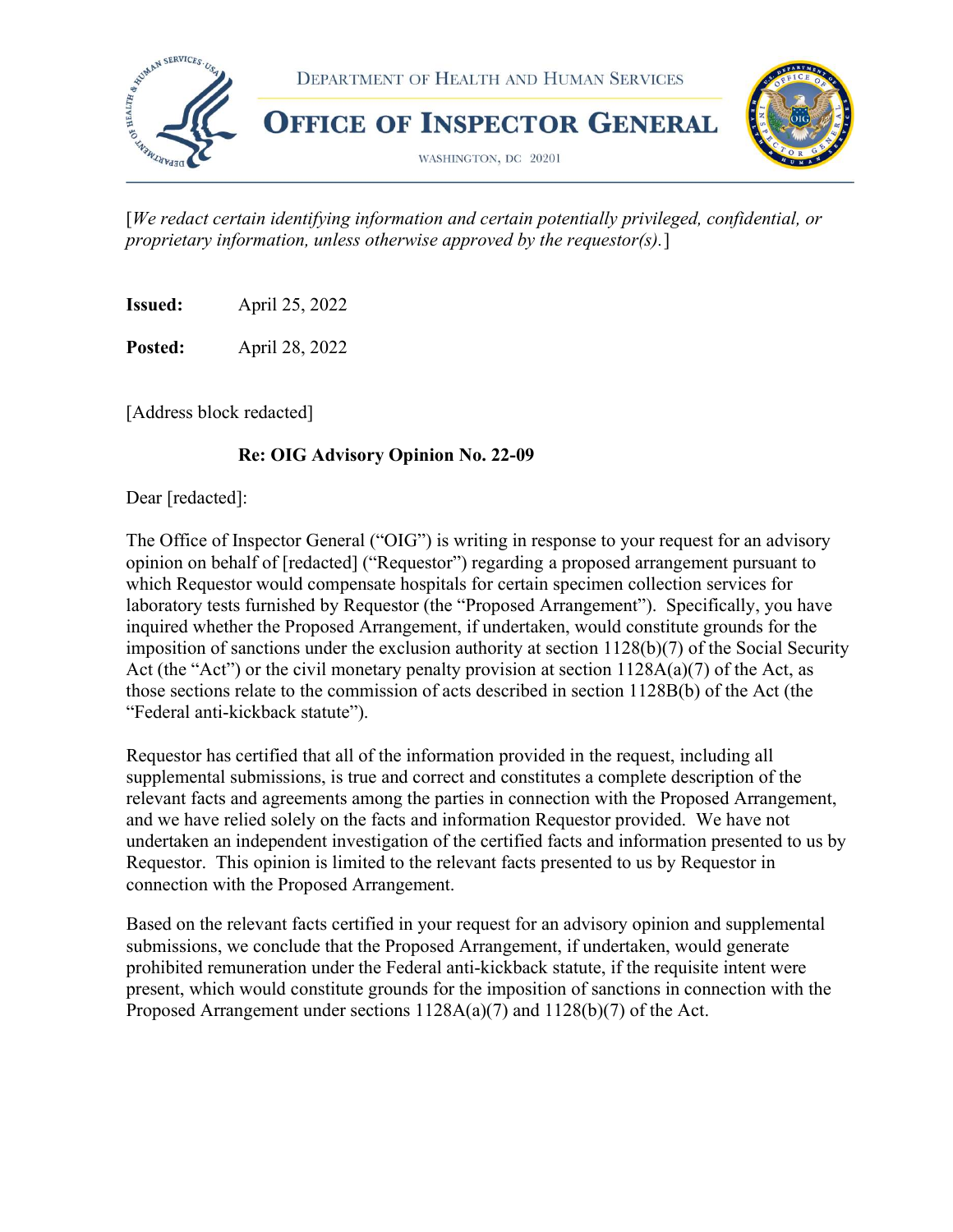DEPARTMENT OF HEALTH AND HUMAN SERVICES

# OFFICE OF INSPECTOR GENERAL

WASHINGTON, DC 20201

[*We redact certain identifying information and certain potentially privileged, confidential, or proprietary information, unless otherwise approved by the requestor(s).*]

**Issued:** April 25, 2022

**Posted:** April 28, 2022

[Address block redacted]

**Re: OIG Advisory Opinion No. 22-09**

Dear [redacted]:

The Office of Inspector General ("OIG") is writing in response to your request for an advisory opinion on behalf of [redacted] ("Requestor") regarding a proposed arrangement pursuant to which Requestor would compensate hospitals for certain specimen collection services for laboratory tests furnished by Requestor (the "Proposed Arrangement"). Specifically, you have inquired whether the Proposed Arrangement, if undertaken, would constitute grounds for the imposition of sanctions under the exclusion authority at section 1128(b)(7) of the Social Security Act (the "Act") or the civil monetary penalty provision at section 1128A(a)(7) of the Act, as those sections relate to the commission of acts described in section 1128B(b) of the Act (the "Federal anti-kickback statute").

Requestor has certified that all of the information provided in the request, including all supplemental submissions, is true and correct and constitutes a complete description of the relevant facts and agreements among the parties in connection with the Proposed Arrangement, and we have relied solely on the facts and information Requestor provided. We have not undertaken an independent investigation of the certified facts and information presented to us by Requestor. This opinion is limited to the relevant facts presented to us by Requestor in connection with the Proposed Arrangement.

Based on the relevant facts certified in your request for an advisory opinion and supplemental submissions, we conclude that the Proposed Arrangement, if undertaken, would generate prohibited remuneration under the Federal anti-kickback statute, if the requisite intent were present, which would constitute grounds for the imposition of sanctions in connection with the Proposed Arrangement under sections 1128A(a)(7) and 1128(b)(7) of the Act.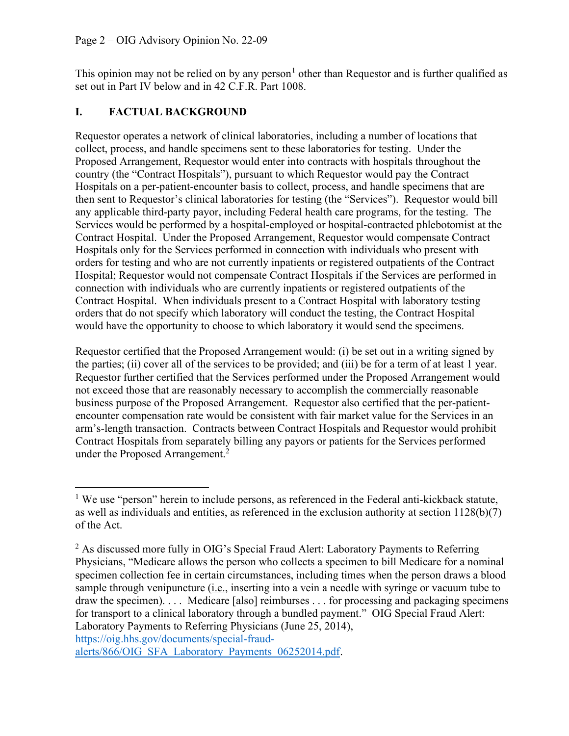This opinion may not be relied on by any person[1] other than Requestor and is further qualified as set out in Part IV below and in 42 C.F.R. Part 1008.

## I. FACTUAL BACKGROUND

Requestor operates a network of clinical laboratories, including a number of locations that collect, process, and handle specimens sent to these laboratories for testing. Under the Proposed Arrangement, Requestor would enter into contracts with hospitals throughout the country (the "Contract Hospitals"), pursuant to which Requestor would pay the Contract Hospitals on a per-patient-encounter basis to collect, process, and handle specimens that are then sent to Requestor's clinical laboratories for testing (the "Services"). Requestor would bill any applicable third-party payor, including Federal health care programs, for the testing. The Services would be performed by a hospital-employed or hospital-contracted phlebotomist at the Contract Hospital. Under the Proposed Arrangement, Requestor would compensate Contract Hospitals only for the Services performed in connection with individuals who present with orders for testing and who are not currently inpatients or registered outpatients of the Contract Hospital; Requestor would not compensate Contract Hospitals if the Services are performed in connection with individuals who are currently inpatients or registered outpatients of the Contract Hospital. When individuals present to a Contract Hospital with laboratory testing orders that do not specify which laboratory will conduct the testing, the Contract Hospital would have the opportunity to choose to which laboratory it would send the specimens.

Requestor certified that the Proposed Arrangement would: (i) be set out in a writing signed by the parties; (ii) cover all of the services to be provided; and (iii) be for a term of at least 1 year. Requestor further certified that the Services performed under the Proposed Arrangement would not exceed those that are reasonably necessary to accomplish the commercially reasonable business purpose of the Proposed Arrangement. Requestor also certified that the per-patient-encounter compensation rate would be consistent with fair market value for the Services in an arm's-length transaction. Contracts between Contract Hospitals and Requestor would prohibit Contract Hospitals from separately billing any payors or patients for the Services performed under the Proposed Arrangement.[2]

---

[1] We use "person" herein to include persons, as referenced in the Federal anti-kickback statute, as well as individuals and entities, as referenced in the exclusion authority at section 1128(b)(7) of the Act.

[2] As discussed more fully in OIG's Special Fraud Alert: Laboratory Payments to Referring Physicians, "Medicare allows the person who collects a specimen to bill Medicare for a nominal specimen collection fee in certain circumstances, including times when the person draws a blood sample through venipuncture (i.e., inserting into a vein a needle with syringe or vacuum tube to draw the specimen). . . . Medicare [also] reimburses . . . for processing and packaging specimens for transport to a clinical laboratory through a bundled payment." OIG Special Fraud Alert: Laboratory Payments to Referring Physicians (June 25, 2014), https://oig.hhs.gov/documents/special-fraud-alerts/866/OIG_SFA_Laboratory_Payments_06252014.pdf.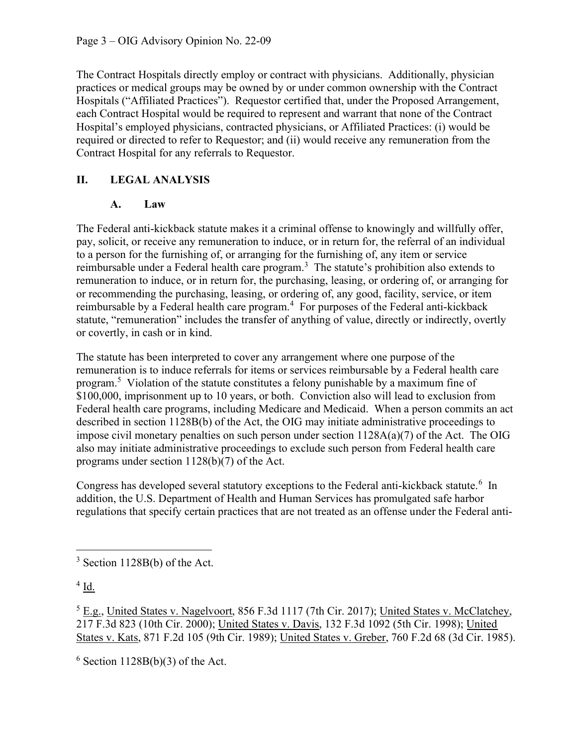The Contract Hospitals directly employ or contract with physicians. Additionally, physician practices or medical groups may be owned by or under common ownership with the Contract Hospitals ("Affiliated Practices"). Requestor certified that, under the Proposed Arrangement, each Contract Hospital would be required to represent and warrant that none of the Contract Hospital's employed physicians, contracted physicians, or Affiliated Practices: (i) would be required or directed to refer to Requestor; and (ii) would receive any remuneration from the Contract Hospital for any referrals to Requestor.

## II. LEGAL ANALYSIS

### A. Law

The Federal anti-kickback statute makes it a criminal offense to knowingly and willfully offer, pay, solicit, or receive any remuneration to induce, or in return for, the referral of an individual to a person for the furnishing of, or arranging for the furnishing of, any item or service reimbursable under a Federal health care program.[3] The statute's prohibition also extends to remuneration to induce, or in return for, the purchasing, leasing, or ordering of, or arranging for or recommending the purchasing, leasing, or ordering of, any good, facility, service, or item reimbursable by a Federal health care program.[4] For purposes of the Federal anti-kickback statute, "remuneration" includes the transfer of anything of value, directly or indirectly, overtly or covertly, in cash or in kind.

The statute has been interpreted to cover any arrangement where one purpose of the remuneration is to induce referrals for items or services reimbursable by a Federal health care program.[5] Violation of the statute constitutes a felony punishable by a maximum fine of $100,000, imprisonment up to 10 years, or both. Conviction also will lead to exclusion from Federal health care programs, including Medicare and Medicaid. When a person commits an act described in section 1128B(b) of the Act, the OIG may initiate administrative proceedings to impose civil monetary penalties on such person under section 1128A(a)(7) of the Act. The OIG also may initiate administrative proceedings to exclude such person from Federal health care programs under section 1128(b)(7) of the Act.

Congress has developed several statutory exceptions to the Federal anti-kickback statute.[6] In addition, the U.S. Department of Health and Human Services has promulgated safe harbor regulations that specify certain practices that are not treated as an offense under the Federal anti-

---

[3] Section 1128B(b) of the Act.

[4] Id.

[5] E.g., United States v. Nagelvoort, 856 F.3d 1117 (7th Cir. 2017); United States v. McClatchey, 217 F.3d 823 (10th Cir. 2000); United States v. Davis, 132 F.3d 1092 (5th Cir. 1998); United States v. Kats, 871 F.2d 105 (9th Cir. 1989); United States v. Greber, 760 F.2d 68 (3d Cir. 1985).

[6] Section 1128B(b)(3) of the Act.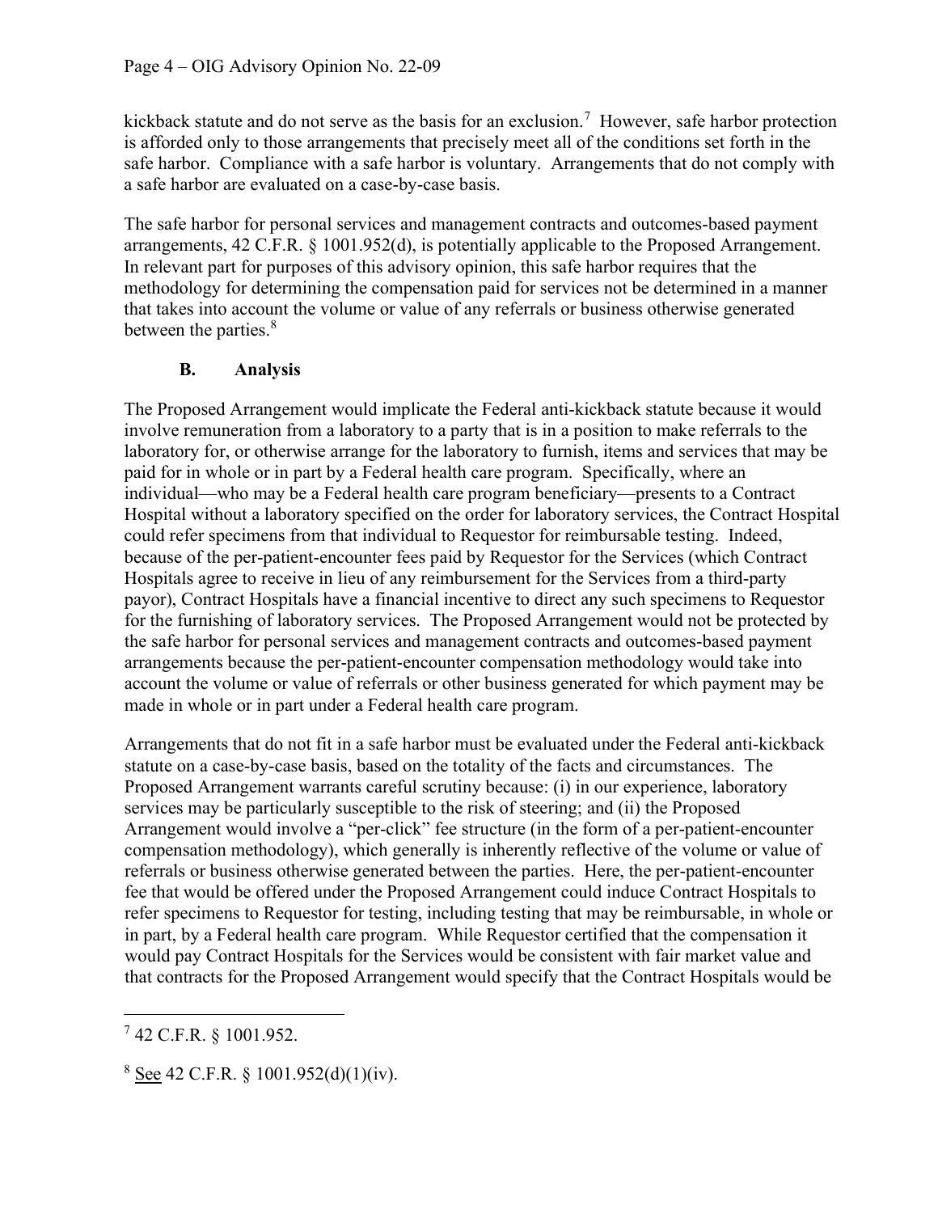kickback statute and do not serve as the basis for an exclusion.[7] However, safe harbor protection is afforded only to those arrangements that precisely meet all of the conditions set forth in the safe harbor. Compliance with a safe harbor is voluntary. Arrangements that do not comply with a safe harbor are evaluated on a case-by-case basis.

The safe harbor for personal services and management contracts and outcomes-based payment arrangements, 42 C.F.R. § 1001.952(d), is potentially applicable to the Proposed Arrangement. In relevant part for purposes of this advisory opinion, this safe harbor requires that the methodology for determining the compensation paid for services not be determined in a manner that takes into account the volume or value of any referrals or business otherwise generated between the parties.[8]

### B. Analysis

The Proposed Arrangement would implicate the Federal anti-kickback statute because it would involve remuneration from a laboratory to a party that is in a position to make referrals to the laboratory for, or otherwise arrange for the laboratory to furnish, items and services that may be paid for in whole or in part by a Federal health care program. Specifically, where an individual—who may be a Federal health care program beneficiary—presents to a Contract Hospital without a laboratory specified on the order for laboratory services, the Contract Hospital could refer specimens from that individual to Requestor for reimbursable testing. Indeed, because of the per-patient-encounter fees paid by Requestor for the Services (which Contract Hospitals agree to receive in lieu of any reimbursement for the Services from a third-party payor), Contract Hospitals have a financial incentive to direct any such specimens to Requestor for the furnishing of laboratory services. The Proposed Arrangement would not be protected by the safe harbor for personal services and management contracts and outcomes-based payment arrangements because the per-patient-encounter compensation methodology would take into account the volume or value of referrals or other business generated for which payment may be made in whole or in part under a Federal health care program.

Arrangements that do not fit in a safe harbor must be evaluated under the Federal anti-kickback statute on a case-by-case basis, based on the totality of the facts and circumstances. The Proposed Arrangement warrants careful scrutiny because: (i) in our experience, laboratory services may be particularly susceptible to the risk of steering; and (ii) the Proposed Arrangement would involve a "per-click" fee structure (in the form of a per-patient-encounter compensation methodology), which generally is inherently reflective of the volume or value of referrals or business otherwise generated between the parties. Here, the per-patient-encounter fee that would be offered under the Proposed Arrangement could induce Contract Hospitals to refer specimens to Requestor for testing, including testing that may be reimbursable, in whole or in part, by a Federal health care program. While Requestor certified that the compensation it would pay Contract Hospitals for the Services would be consistent with fair market value and that contracts for the Proposed Arrangement would specify that the Contract Hospitals would be

---

[7] 42 C.F.R. § 1001.952.

[8] See 42 C.F.R. § 1001.952(d)(1)(iv).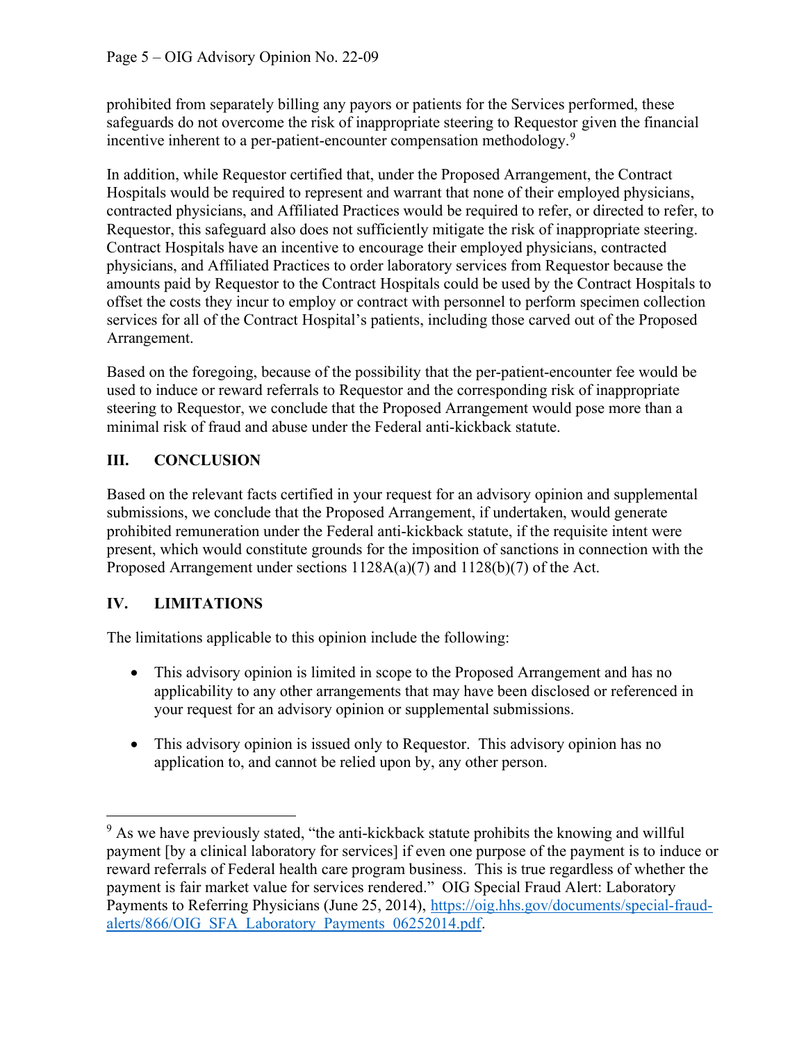prohibited from separately billing any payors or patients for the Services performed, these safeguards do not overcome the risk of inappropriate steering to Requestor given the financial incentive inherent to a per-patient-encounter compensation methodology.[9]

In addition, while Requestor certified that, under the Proposed Arrangement, the Contract Hospitals would be required to represent and warrant that none of their employed physicians, contracted physicians, and Affiliated Practices would be required to refer, or directed to refer, to Requestor, this safeguard also does not sufficiently mitigate the risk of inappropriate steering. Contract Hospitals have an incentive to encourage their employed physicians, contracted physicians, and Affiliated Practices to order laboratory services from Requestor because the amounts paid by Requestor to the Contract Hospitals could be used by the Contract Hospitals to offset the costs they incur to employ or contract with personnel to perform specimen collection services for all of the Contract Hospital's patients, including those carved out of the Proposed Arrangement.

Based on the foregoing, because of the possibility that the per-patient-encounter fee would be used to induce or reward referrals to Requestor and the corresponding risk of inappropriate steering to Requestor, we conclude that the Proposed Arrangement would pose more than a minimal risk of fraud and abuse under the Federal anti-kickback statute.

## III. CONCLUSION

Based on the relevant facts certified in your request for an advisory opinion and supplemental submissions, we conclude that the Proposed Arrangement, if undertaken, would generate prohibited remuneration under the Federal anti-kickback statute, if the requisite intent were present, which would constitute grounds for the imposition of sanctions in connection with the Proposed Arrangement under sections 1128A(a)(7) and 1128(b)(7) of the Act.

## IV. LIMITATIONS

The limitations applicable to this opinion include the following:

- This advisory opinion is limited in scope to the Proposed Arrangement and has no applicability to any other arrangements that may have been disclosed or referenced in your request for an advisory opinion or supplemental submissions.
- This advisory opinion is issued only to Requestor. This advisory opinion has no application to, and cannot be relied upon by, any other person.

---

[9] As we have previously stated, "the anti-kickback statute prohibits the knowing and willful payment [by a clinical laboratory for services] if even one purpose of the payment is to induce or reward referrals of Federal health care program business. This is true regardless of whether the payment is fair market value for services rendered." OIG Special Fraud Alert: Laboratory Payments to Referring Physicians (June 25, 2014), https://oig.hhs.gov/documents/special-fraud-alerts/866/OIG_SFA_Laboratory_Payments_06252014.pdf.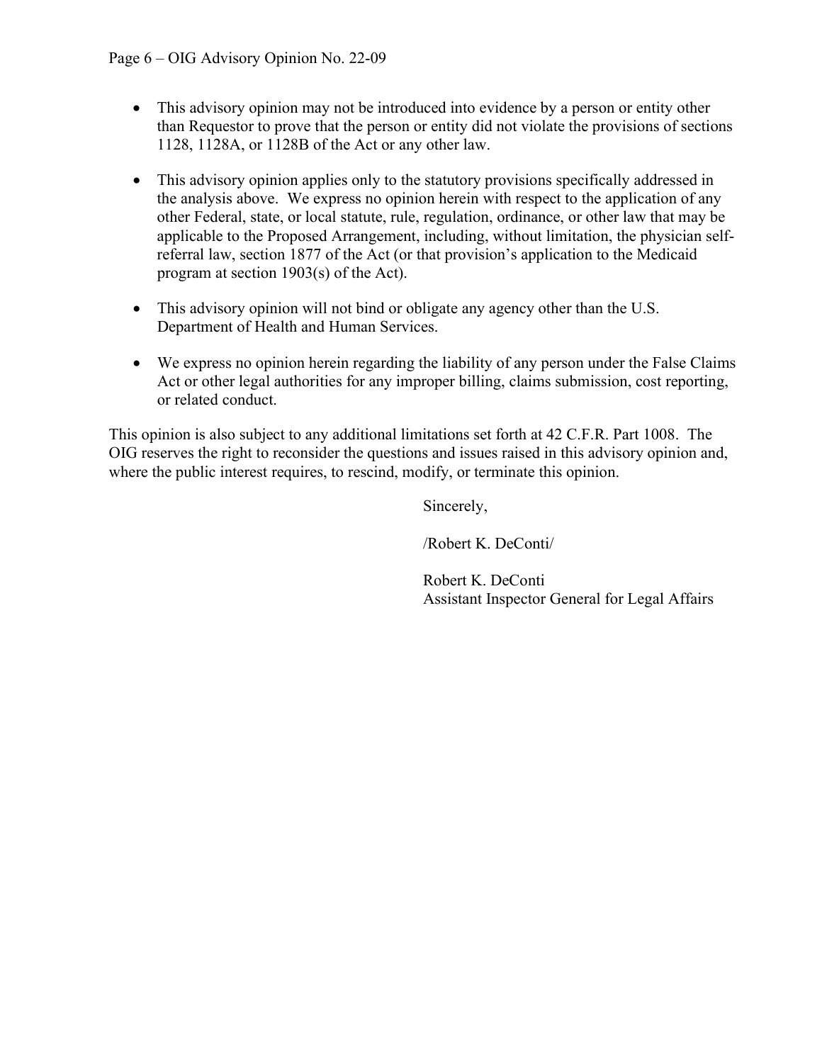- This advisory opinion may not be introduced into evidence by a person or entity other than Requestor to prove that the person or entity did not violate the provisions of sections 1128, 1128A, or 1128B of the Act or any other law.
- This advisory opinion applies only to the statutory provisions specifically addressed in the analysis above. We express no opinion herein with respect to the application of any other Federal, state, or local statute, rule, regulation, ordinance, or other law that may be applicable to the Proposed Arrangement, including, without limitation, the physician self-referral law, section 1877 of the Act (or that provision's application to the Medicaid program at section 1903(s) of the Act).
- This advisory opinion will not bind or obligate any agency other than the U.S. Department of Health and Human Services.
- We express no opinion herein regarding the liability of any person under the False Claims Act or other legal authorities for any improper billing, claims submission, cost reporting, or related conduct.

This opinion is also subject to any additional limitations set forth at 42 C.F.R. Part 1008. The OIG reserves the right to reconsider the questions and issues raised in this advisory opinion and, where the public interest requires, to rescind, modify, or terminate this opinion.

Sincerely,

/Robert K. DeConti/

Robert K. DeConti
Assistant Inspector General for Legal Affairs